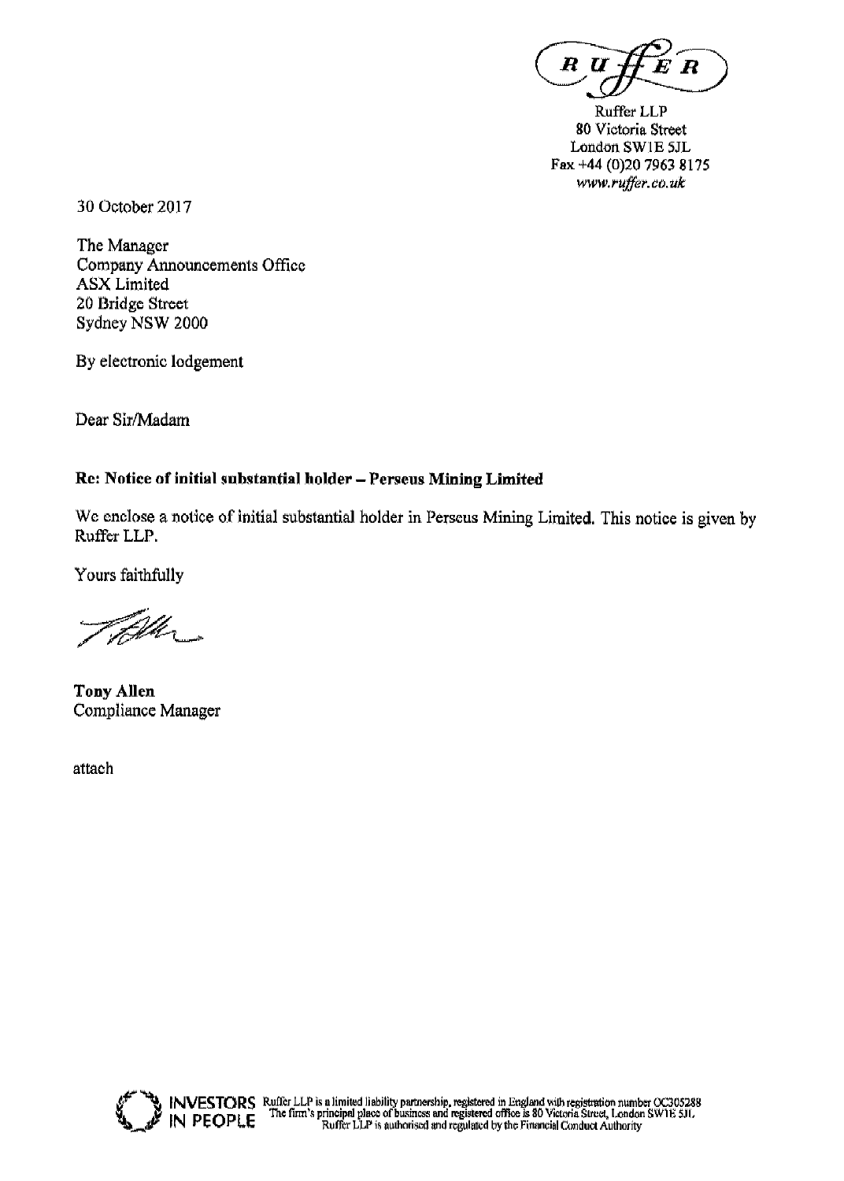Ruffer LLP
80 Victoria Street
London SW1E 5JL
Fax +44 (0)20 7963 8175
*www.ruffer.co.uk*

30 October 2017

The Manager
Company Announcements Office
ASX Limited
20 Bridge Street
Sydney NSW 2000

By electronic lodgement

Dear Sir/Madam

**Re: Notice of initial substantial holder – Perseus Mining Limited**

We enclose a notice of initial substantial holder in Perseus Mining Limited. This notice is given by Ruffer LLP.

Yours faithfully

**Tony Allen**
Compliance Manager

attach

INVESTORS IN PEOPLE

Ruffer LLP is a limited liability partnership, registered in England with registration number OC305288
The firm's principal place of business and registered office is 80 Victoria Street, London SW1E 5JL
Ruffer LLP is authorised and regulated by the Financial Conduct Authority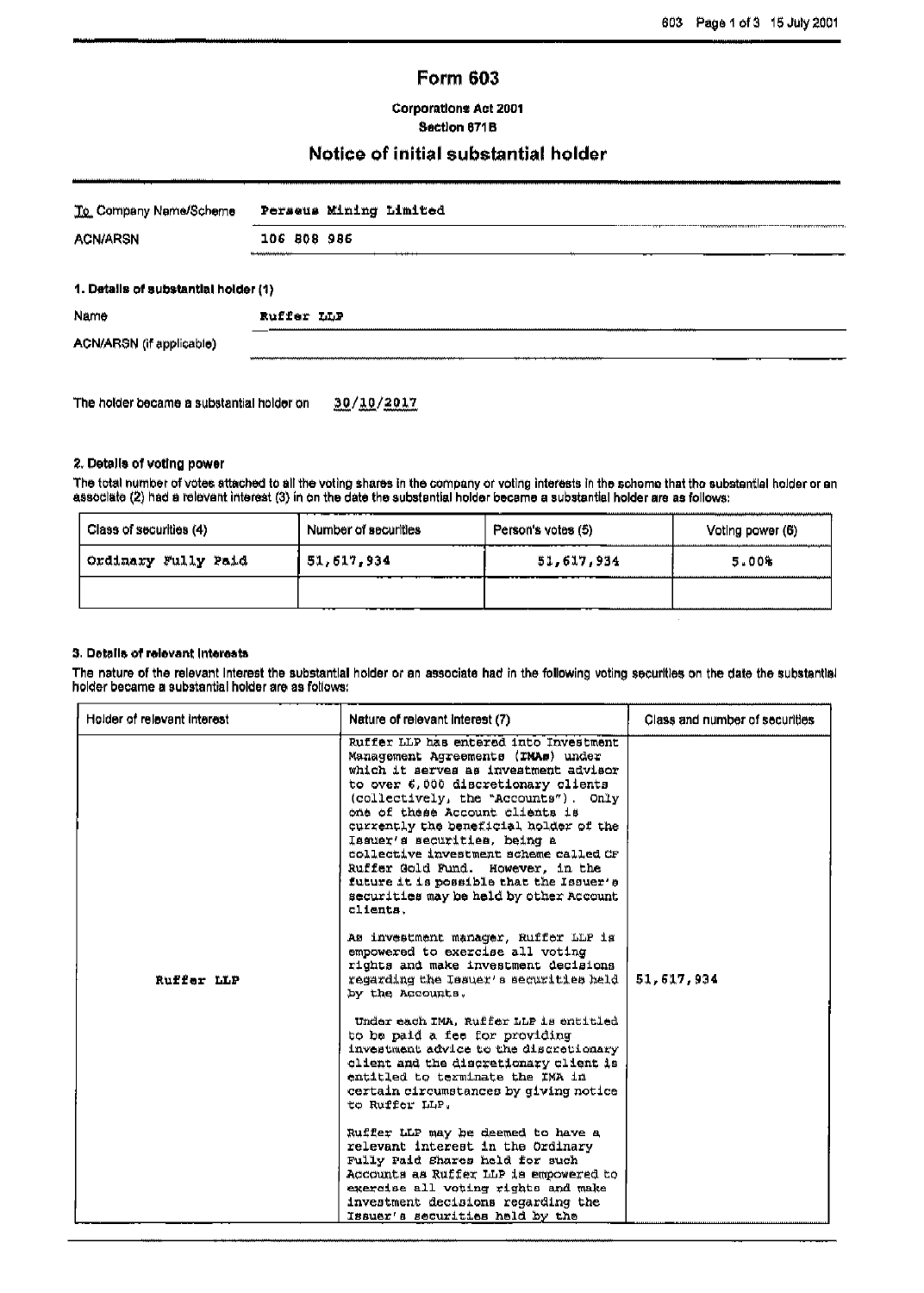# Form 603

**Corporations Act 2001**
**Section 671B**

## Notice of initial substantial holder

| | |
|---|---|
| To Company Name/Scheme | Perseus Mining Limited |
| ACN/ARSN | 106 808 986 |

### 1. Details of substantial holder (1)

| | |
|---|---|
| Name | Ruffer LLP |
| ACN/ARSN (if applicable) | |

The holder became a substantial holder on 30/10/2017

### 2. Details of voting power

The total number of votes attached to all the voting shares in the company or voting interests in the scheme that the substantial holder or an associate (2) had a relevant interest (3) in on the date the substantial holder became a substantial holder are as follows:

| Class of securities (4) | Number of securities | Person's votes (5) | Voting power (6) |
|---|---|---|---|
| Ordinary Fully Paid | 51,617,934 | 51,617,934 | 5.00% |
| | | | |

### 3. Details of relevant interests

The nature of the relevant interest the substantial holder or an associate had in the following voting securities on the date the substantial holder became a substantial holder are as follows:

| Holder of relevant interest | Nature of relevant interest (7) | Class and number of securities |
|---|---|---|
| Ruffer LLP | Ruffer LLP has entered into Investment Management Agreements (IMAs) under which it serves as investment advisor to over 6,000 discretionary clients (collectively, the "Accounts"). Only one of these Account clients is currently the beneficial holder of the Issuer's securities, being a collective investment scheme called CF Ruffer Gold Fund. However, in the future it is possible that the Issuer's securities may be held by other Account clients.<br><br>As investment manager, Ruffer LLP is empowered to exercise all voting rights and make investment decisions regarding the Issuer's securities held by the Accounts.<br><br>Under each IMA, Ruffer LLP is entitled to be paid a fee for providing investment advice to the discretionary client and the discretionary client is entitled to terminate the IMA in certain circumstances by giving notice to Ruffer LLP.<br><br>Ruffer LLP may be deemed to have a relevant interest in the Ordinary Fully Paid Shares held for such Accounts as Ruffer LLP is empowered to exercise all voting rights and make investment decisions regarding the Issuer's securities held by the | 51,617,934 |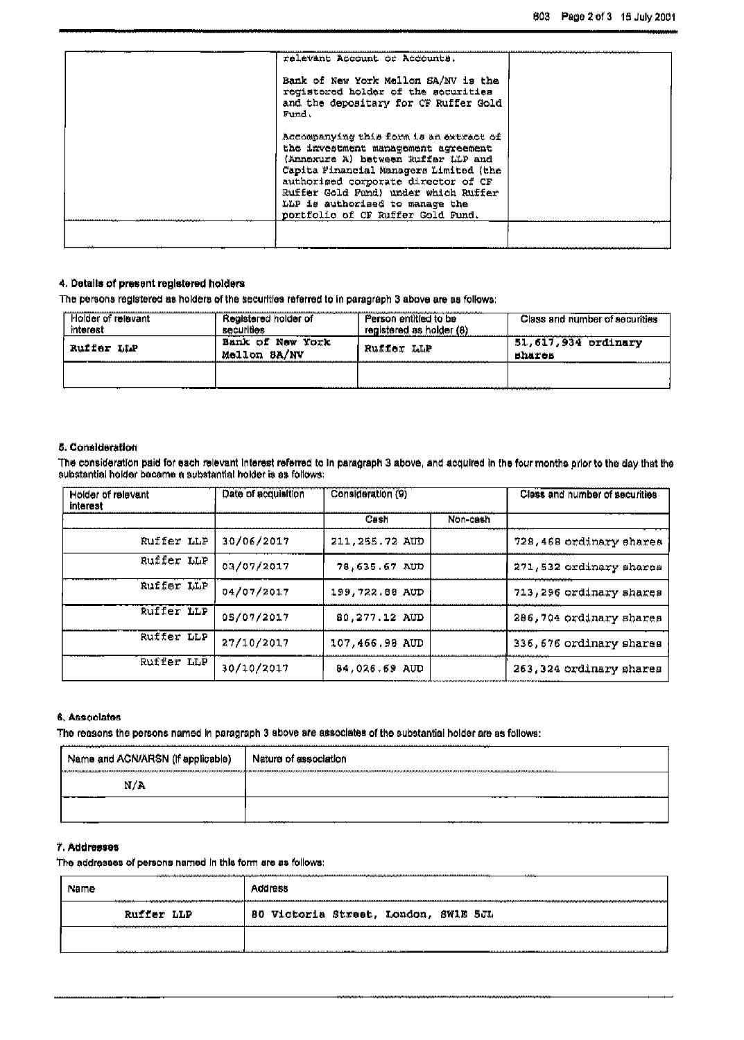| | relevant Account or Accounts.<br><br>Bank of New York Mellon SA/NV is the registered holder of the securities and the depositary for CF Ruffer Gold Fund.<br><br>Accompanying this form is an extract of the investment management agreement (Annexure A) between Ruffer LLP and Capita Financial Managers Limited (the authorised corporate director of CF Ruffer Gold Fund) under which Ruffer LLP is authorised to manage the portfolio of CF Ruffer Gold Fund. | |
|---|---|---|
| | | |

#### 4. Details of present registered holders

The persons registered as holders of the securities referred to in paragraph 3 above are as follows:

| Holder of relevant interest | Registered holder of securities | Person entitled to be registered as holder (8) | Class and number of securities |
|---|---|---|---|
| Ruffer LLP | Bank of New York Mellon SA/NV | Ruffer LLP | 51,617,934 ordinary shares |
| | | | |

#### 5. Consideration

The consideration paid for each relevant interest referred to in paragraph 3 above, and acquired in the four months prior to the day that the substantial holder became a substantial holder is as follows:

| Holder of relevant interest | Date of acquisition | Consideration (9) | | Class and number of securities |
|---|---|---|---|---|
| | | Cash | Non-cash | |
| Ruffer LLP | 30/06/2017 | 211,255.72 AUD | | 728,468 ordinary shares |
| Ruffer LLP | 03/07/2017 | 78,635.67 AUD | | 271,532 ordinary shares |
| Ruffer LLP | 04/07/2017 | 199,722.88 AUD | | 713,296 ordinary shares |
| Ruffer LLP | 05/07/2017 | 80,277.12 AUD | | 286,704 ordinary shares |
| Ruffer LLP | 27/10/2017 | 107,466.98 AUD | | 336,676 ordinary shares |
| Ruffer LLP | 30/10/2017 | 84,026.69 AUD | | 263,324 ordinary shares |

#### 6. Associates

The reasons the persons named in paragraph 3 above are associates of the substantial holder are as follows:

| Name and ACN/ARSN (if applicable) | Nature of association |
|---|---|
| N/A | |
| | |

#### 7. Addresses

The addresses of persons named in this form are as follows:

| Name | Address |
|---|---|
| Ruffer LLP | 80 Victoria Street, London, SW1E 5JL |
| | |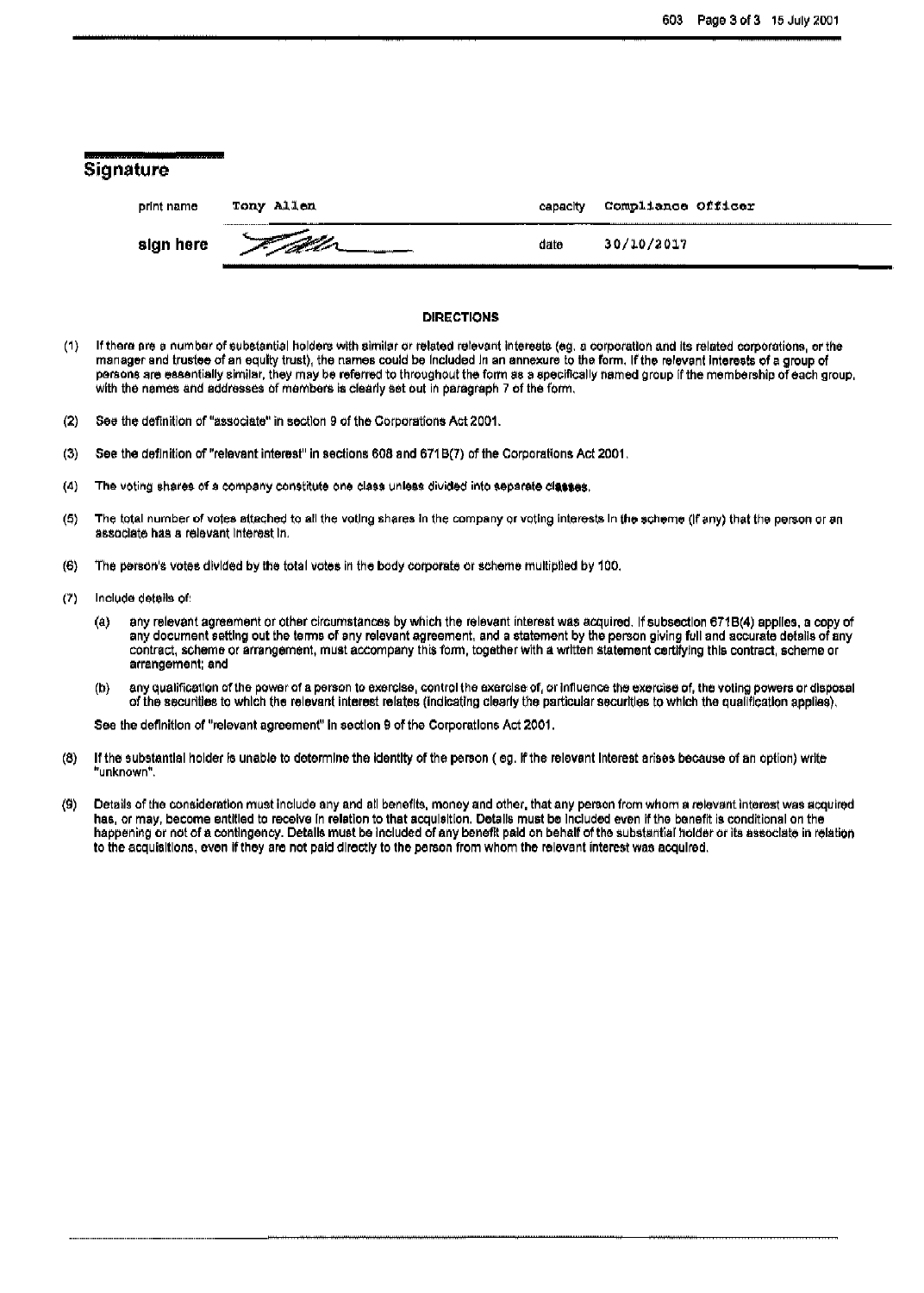## Signature

| print name | Tony Allen | capacity | Compliance Officer |
|---|---|---|---|
| sign here | | date | 30/10/2017 |

**DIRECTIONS**

(1) If there are a number of substantial holders with similar or related relevant interests (eg. a corporation and its related corporations, or the manager and trustee of an equity trust), the names could be included in an annexure to the form. If the relevant interests of a group of persons are essentially similar, they may be referred to throughout the form as a specifically named group if the membership of each group, with the names and addresses of members is clearly set out in paragraph 7 of the form.

(2) See the definition of "associate" in section 9 of the Corporations Act 2001.

(3) See the definition of "relevant interest" in sections 608 and 671B(7) of the Corporations Act 2001.

(4) The voting shares of a company constitute one class unless divided into separate classes.

(5) The total number of votes attached to all the voting shares in the company or voting interests in the scheme (if any) that the person or an associate has a relevant interest in.

(6) The person's votes divided by the total votes in the body corporate or scheme multiplied by 100.

(7) Include details of:

(a) any relevant agreement or other circumstances by which the relevant interest was acquired. If subsection 671B(4) applies, a copy of any document setting out the terms of any relevant agreement, and a statement by the person giving full and accurate details of any contract, scheme or arrangement, must accompany this form, together with a written statement certifying this contract, scheme or arrangement; and

(b) any qualification of the power of a person to exercise, control the exercise of, or influence the exercise of, the voting powers or disposal of the securities to which the relevant interest relates (indicating clearly the particular securities to which the qualification applies).

See the definition of "relevant agreement" in section 9 of the Corporations Act 2001.

(8) If the substantial holder is unable to determine the identity of the person ( eg. if the relevant interest arises because of an option) write "unknown".

(9) Details of the consideration must include any and all benefits, money and other, that any person from whom a relevant interest was acquired has, or may, become entitled to receive in relation to that acquisition. Details must be included even if the benefit is conditional on the happening or not of a contingency. Details must be included of any benefit paid on behalf of the substantial holder or its associate in relation to the acquisitions, even if they are not paid directly to the person from whom the relevant interest was acquired.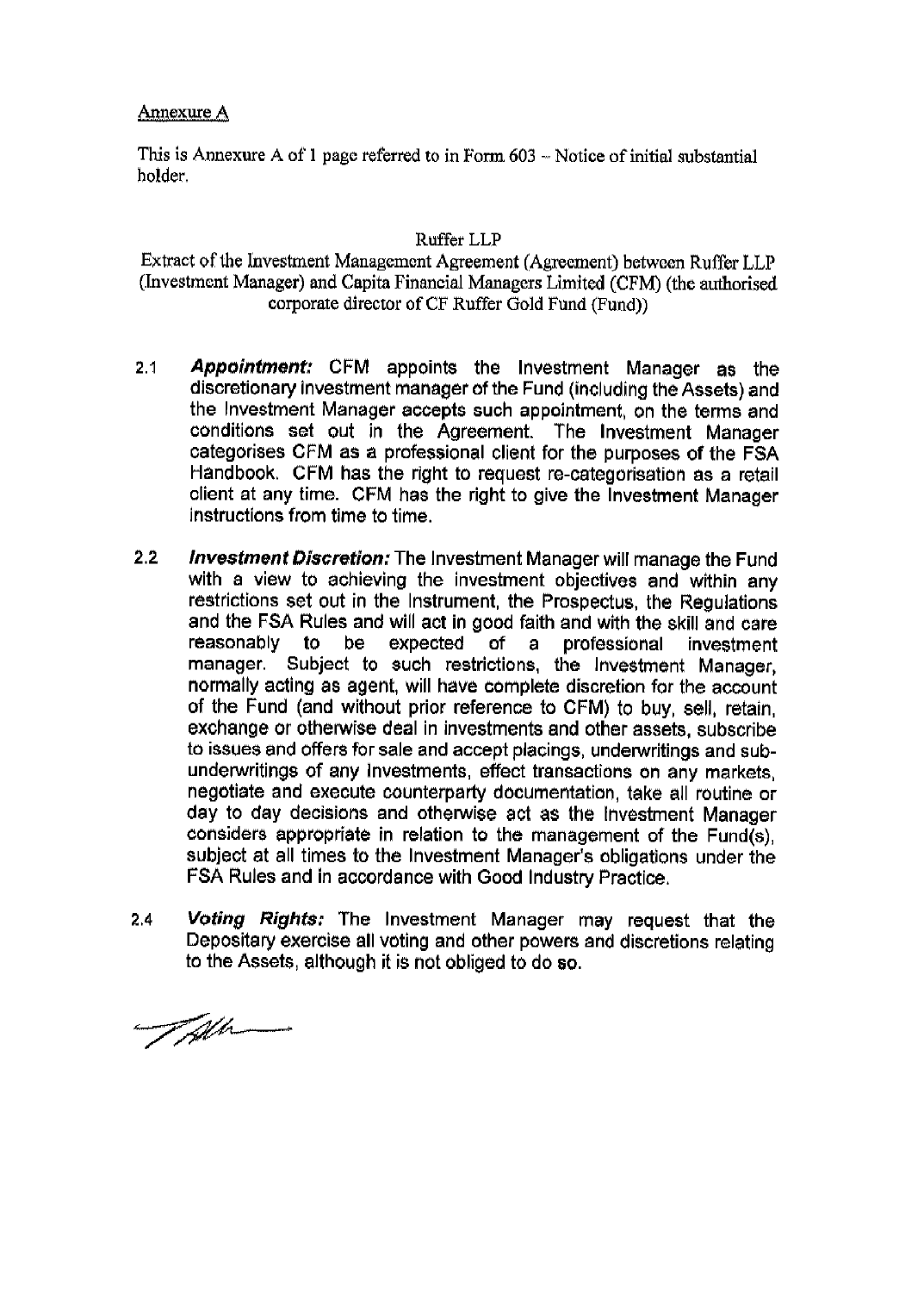Annexure A

This is Annexure A of 1 page referred to in Form 603 – Notice of initial substantial holder.

Ruffer LLP

Extract of the Investment Management Agreement (Agreement) between Ruffer LLP (Investment Manager) and Capita Financial Managers Limited (CFM) (the authorised corporate director of CF Ruffer Gold Fund (Fund))

2.1 ***Appointment:*** CFM appoints the Investment Manager as the discretionary investment manager of the Fund (including the Assets) and the Investment Manager accepts such appointment, on the terms and conditions set out in the Agreement. The Investment Manager categorises CFM as a professional client for the purposes of the FSA Handbook. CFM has the right to request re-categorisation as a retail client at any time. CFM has the right to give the Investment Manager instructions from time to time.

2.2 ***Investment Discretion:*** The Investment Manager will manage the Fund with a view to achieving the investment objectives and within any restrictions set out in the Instrument, the Prospectus, the Regulations and the FSA Rules and will act in good faith and with the skill and care reasonably to be expected of a professional investment manager. Subject to such restrictions, the Investment Manager, normally acting as agent, will have complete discretion for the account of the Fund (and without prior reference to CFM) to buy, sell, retain, exchange or otherwise deal in investments and other assets, subscribe to issues and offers for sale and accept placings, underwritings and sub-underwritings of any Investments, effect transactions on any markets, negotiate and execute counterparty documentation, take all routine or day to day decisions and otherwise act as the Investment Manager considers appropriate in relation to the management of the Fund(s), subject at all times to the Investment Manager's obligations under the FSA Rules and in accordance with Good Industry Practice.

2.4 ***Voting Rights:*** The Investment Manager may request that the Depositary exercise all voting and other powers and discretions relating to the Assets, although it is not obliged to do so.